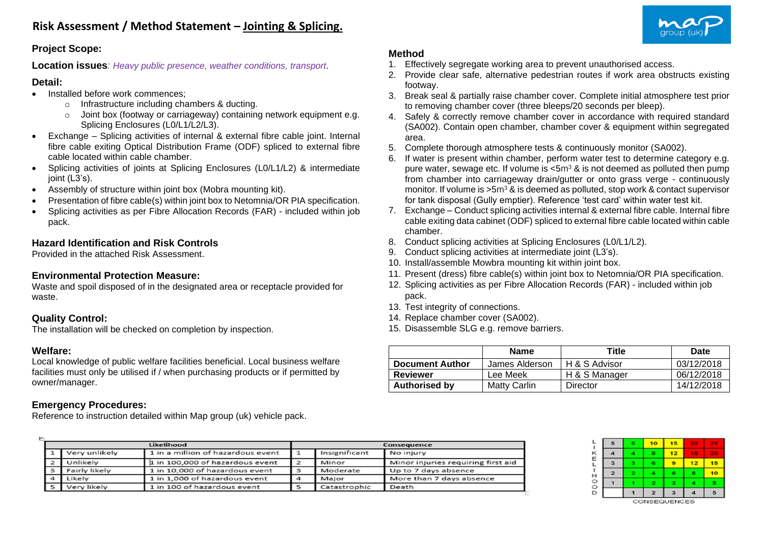# Risk Assessment / Method Statement – Jointing & Splicing.

### Project Scope:

**Location issues**: *Heavy public presence, weather conditions, transport*.

### Detail:

- Installed before work commences;
    - Infrastructure including chambers & ducting.
    - Joint box (footway or carriageway) containing network equipment e.g. Splicing Enclosures (L0/L1/L2/L3).
- Exchange – Splicing activities of internal & external fibre cable joint. Internal fibre cable exiting Optical Distribution Frame (ODF) spliced to external fibre cable located within cable chamber.
- Splicing activities of joints at Splicing Enclosures (L0/L1/L2) & intermediate joint (L3's).
- Assembly of structure within joint box (Mobra mounting kit).
- Presentation of fibre cable(s) within joint box to Netomnia/OR PIA specification.
- Splicing activities as per Fibre Allocation Records (FAR) - included within job pack.

### Hazard Identification and Risk Controls

Provided in the attached Risk Assessment.

### Environmental Protection Measure:

Waste and spoil disposed of in the designated area or receptacle provided for waste.

### Quality Control:

The installation will be checked on completion by inspection.

### Welfare:

Local knowledge of public welfare facilities beneficial. Local business welfare facilities must only be utilised if / when purchasing products or if permitted by owner/manager.

### Emergency Procedures:

Reference to instruction detailed within Map group (uk) vehicle pack.

### Method

1. Effectively segregate working area to prevent unauthorised access.
2. Provide clear safe, alternative pedestrian routes if work area obstructs existing footway.
3. Break seal & partially raise chamber cover. Complete initial atmosphere test prior to removing chamber cover (three bleeps/20 seconds per bleep).
4. Safely & correctly remove chamber cover in accordance with required standard (SA002). Contain open chamber, chamber cover & equipment within segregated area.
5. Complete thorough atmosphere tests & continuously monitor (SA002).
6. If water is present within chamber, perform water test to determine category e.g. pure water, sewage etc. If volume is <5m$^3$ & is not deemed as polluted then pump from chamber into carriageway drain/gutter or onto grass verge - continuously monitor. If volume is >5m$^3$ & is deemed as polluted, stop work & contact supervisor for tank disposal (Gully emptier). Reference 'test card' within water test kit.
7. Exchange – Conduct splicing activities internal & external fibre cable. Internal fibre cable exiting data cabinet (ODF) spliced to external fibre cable located within cable chamber.
8. Conduct splicing activities at Splicing Enclosures (L0/L1/L2).
9. Conduct splicing activities at intermediate joint (L3's).
10. Install/assemble Mowbra mounting kit within joint box.
11. Present (dress) fibre cable(s) within joint box to Netomnia/OR PIA specification.
12. Splicing activities as per Fibre Allocation Records (FAR) - included within job pack.
13. Test integrity of connections.
14. Replace chamber cover (SA002).
15. Disassemble SLG e.g. remove barriers.

| | Name | Title | Date |
|---|---|---|---|
| **Document Author** | James Alderson | H & S Advisor | 03/12/2018 |
| **Reviewer** | Lee Meek | H & S Manager | 06/12/2018 |
| **Authorised by** | Matty Carlin | Director | 14/12/2018 |

| Likelihood | | | Consequence | | |
|---|---|---|---|---|---|
| 1 | Very unlikely | 1 in a million of hazardous event | 1 | Insignificant | No injury |
| 2 | Unlikely | 1 in 100,000 of hazardous event | 2 | Minor | Minor injuries requiring first aid |
| 3 | Fairly likely | 1 in 10,000 of hazardous event | 3 | Moderate | Up to 7 days absence |
| 4 | Likely | 1 in 1,000 of hazardous event | 4 | Major | More than 7 days absence |
| 5 | Very likely | 1 in 100 of hazardous event | 5 | Catastrophic | Death |

| LIKELIHOOD | | | | | |
|---|---|---|---|---|---|
| 5 | 5 | 10 | 15 | 20 | 25 |
| 4 | 4 | 8 | 12 | 16 | 20 |
| 3 | 3 | 6 | 9 | 12 | 15 |
| 2 | 2 | 4 | 6 | 8 | 10 |
| 1 | 1 | 2 | 3 | 4 | 5 |
| | 1 | 2 | 3 | 4 | 5 |
| | CONSEQUENCES | | | | |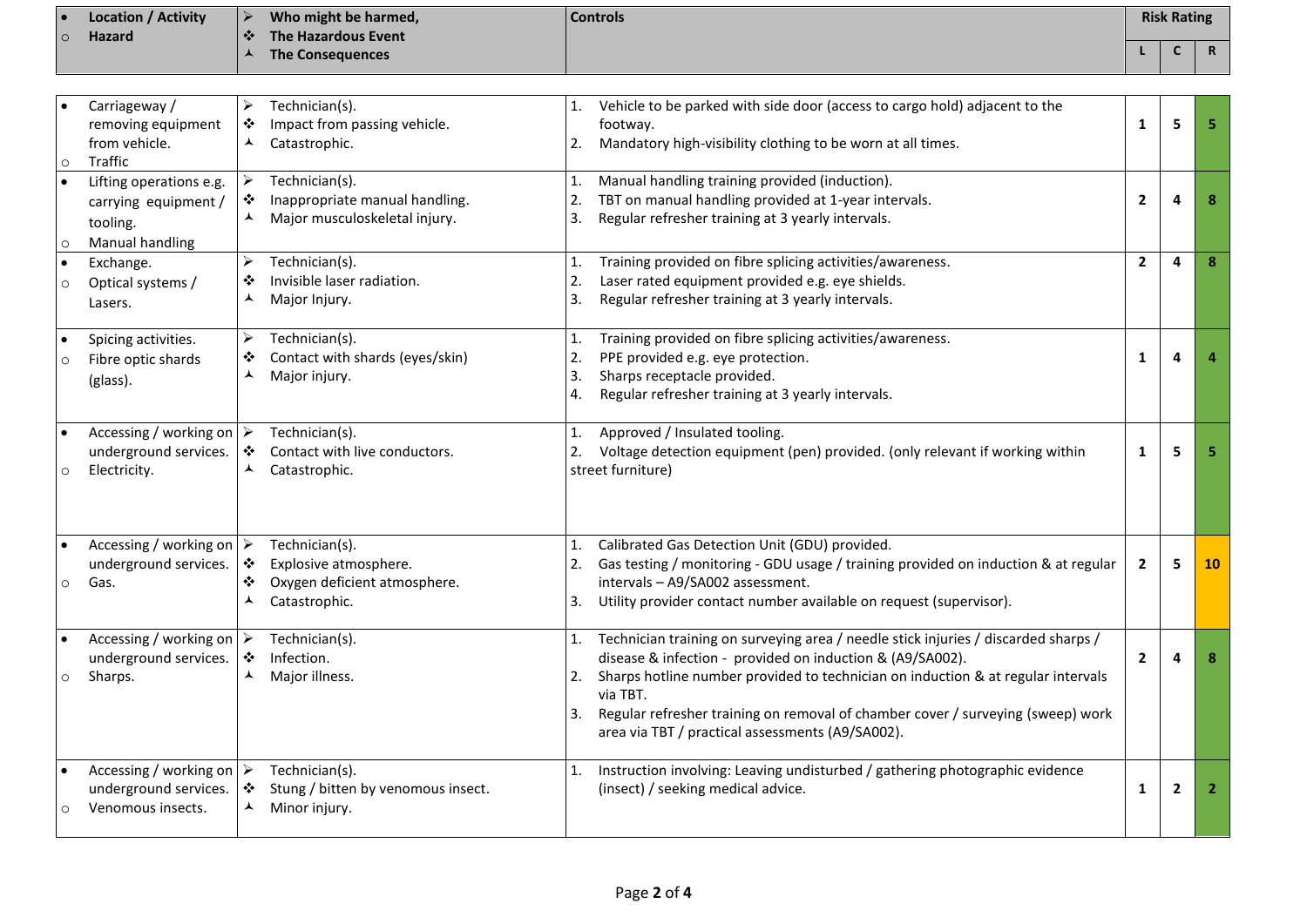| • Location / Activity<br>○ Hazard | ➢ Who might be harmed,<br>❖ The Hazardous Event<br>⅄ The Consequences | Controls | Risk Rating | | |
|---|---|---|---|---|---|
| | | | L | C | R |
| • Carriageway / removing equipment from vehicle.<br>○ Traffic | ➢ Technician(s).<br>❖ Impact from passing vehicle.<br>⅄ Catastrophic. | 1. Vehicle to be parked with side door (access to cargo hold) adjacent to the footway.<br>2. Mandatory high-visibility clothing to be worn at all times. | 1 | 5 | 5 |
| • Lifting operations e.g. carrying equipment / tooling.<br>○ Manual handling | ➢ Technician(s).<br>❖ Inappropriate manual handling.<br>⅄ Major musculoskeletal injury. | 1. Manual handling training provided (induction).<br>2. TBT on manual handling provided at 1-year intervals.<br>3. Regular refresher training at 3 yearly intervals. | 2 | 4 | 8 |
| • Exchange.<br>○ Optical systems / Lasers. | ➢ Technician(s).<br>❖ Invisible laser radiation.<br>⅄ Major Injury. | 1. Training provided on fibre splicing activities/awareness.<br>2. Laser rated equipment provided e.g. eye shields.<br>3. Regular refresher training at 3 yearly intervals. | 2 | 4 | 8 |
| • Spicing activities.<br>○ Fibre optic shards (glass). | ➢ Technician(s).<br>❖ Contact with shards (eyes/skin)<br>⅄ Major injury. | 1. Training provided on fibre splicing activities/awareness.<br>2. PPE provided e.g. eye protection.<br>3. Sharps receptacle provided.<br>4. Regular refresher training at 3 yearly intervals. | 1 | 4 | 4 |
| • Accessing / working on underground services.<br>○ Electricity. | ➢ Technician(s).<br>❖ Contact with live conductors.<br>⅄ Catastrophic. | 1. Approved / Insulated tooling.<br>2. Voltage detection equipment (pen) provided. (only relevant if working within street furniture) | 1 | 5 | 5 |
| • Accessing / working on underground services.<br>○ Gas. | ➢ Technician(s).<br>❖ Explosive atmosphere.<br>❖ Oxygen deficient atmosphere.<br>⅄ Catastrophic. | 1. Calibrated Gas Detection Unit (GDU) provided.<br>2. Gas testing / monitoring - GDU usage / training provided on induction & at regular intervals – A9/SA002 assessment.<br>3. Utility provider contact number available on request (supervisor). | 2 | 5 | 10 |
| • Accessing / working on underground services.<br>○ Sharps. | ➢ Technician(s).<br>❖ Infection.<br>⅄ Major illness. | 1. Technician training on surveying area / needle stick injuries / discarded sharps / disease & infection - provided on induction & (A9/SA002).<br>2. Sharps hotline number provided to technician on induction & at regular intervals via TBT.<br>3. Regular refresher training on removal of chamber cover / surveying (sweep) work area via TBT / practical assessments (A9/SA002). | 2 | 4 | 8 |
| • Accessing / working on underground services.<br>○ Venomous insects. | ➢ Technician(s).<br>❖ Stung / bitten by venomous insect.<br>⅄ Minor injury. | 1. Instruction involving: Leaving undisturbed / gathering photographic evidence (insect) / seeking medical advice. | 1 | 2 | 2 |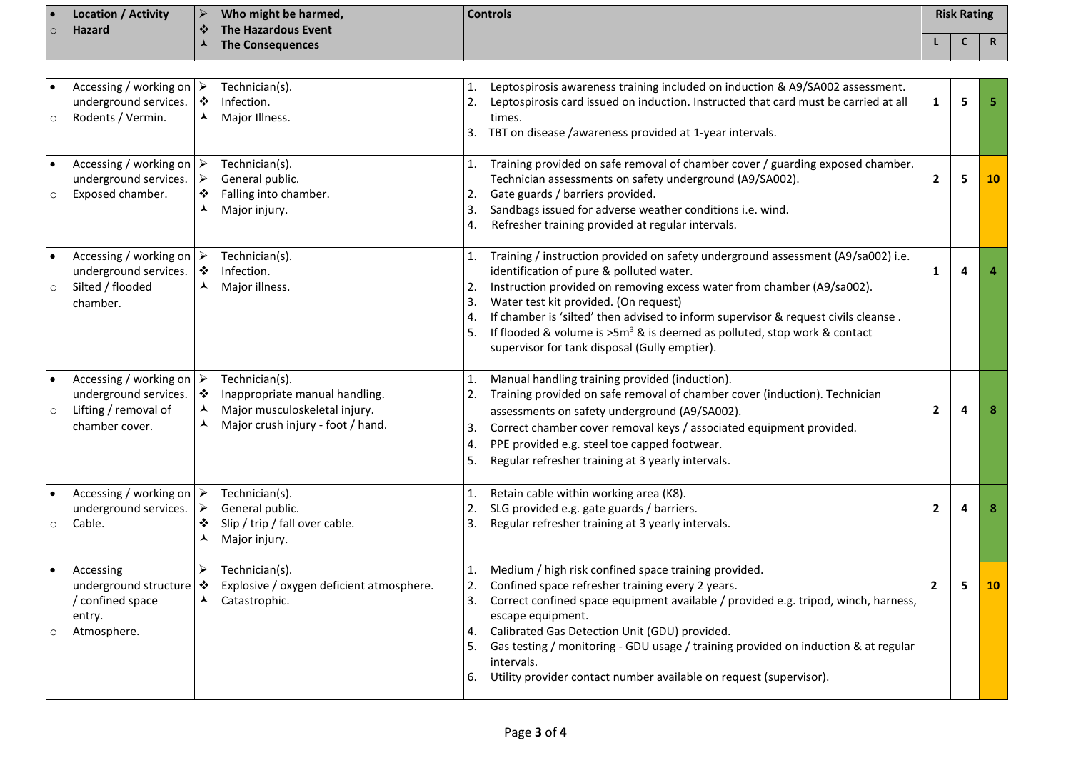| • Location / Activity<br>○ Hazard | ➢ Who might be harmed,<br>❖ The Hazardous Event<br>⅄ The Consequences | Controls | Risk Rating | | |
|---|---|---|---|---|---|
| | | | L | C | R |
| • Accessing / working on underground services.<br>○ Rodents / Vermin. | ➢ Technician(s).<br>❖ Infection.<br>⅄ Major Illness. | 1. Leptospirosis awareness training included on induction & A9/SA002 assessment.<br>2. Leptospirosis card issued on induction. Instructed that card must be carried at all times.<br>3. TBT on disease /awareness provided at 1-year intervals. | 1 | 5 | 5 |
| • Accessing / working on underground services.<br>○ Exposed chamber. | ➢ Technician(s).<br>➢ General public.<br>❖ Falling into chamber.<br>⅄ Major injury. | 1. Training provided on safe removal of chamber cover / guarding exposed chamber. Technician assessments on safety underground (A9/SA002).<br>2. Gate guards / barriers provided.<br>3. Sandbags issued for adverse weather conditions i.e. wind.<br>4. Refresher training provided at regular intervals. | 2 | 5 | 10 |
| • Accessing / working on underground services.<br>○ Silted / flooded chamber. | ➢ Technician(s).<br>❖ Infection.<br>⅄ Major illness. | 1. Training / instruction provided on safety underground assessment (A9/sa002) i.e. identification of pure & polluted water.<br>2. Instruction provided on removing excess water from chamber (A9/sa002).<br>3. Water test kit provided. (On request)<br>4. If chamber is 'silted' then advised to inform supervisor & request civils cleanse .<br>5. If flooded & volume is >5m$^3$ & is deemed as polluted, stop work & contact supervisor for tank disposal (Gully emptier). | 1 | 4 | 4 |
| • Accessing / working on underground services.<br>○ Lifting / removal of chamber cover. | ➢ Technician(s).<br>❖ Inappropriate manual handling.<br>⅄ Major musculoskeletal injury.<br>⅄ Major crush injury - foot / hand. | 1. Manual handling training provided (induction).<br>2. Training provided on safe removal of chamber cover (induction). Technician assessments on safety underground (A9/SA002).<br>3. Correct chamber cover removal keys / associated equipment provided.<br>4. PPE provided e.g. steel toe capped footwear.<br>5. Regular refresher training at 3 yearly intervals. | 2 | 4 | 8 |
| • Accessing / working on underground services.<br>○ Cable. | ➢ Technician(s).<br>➢ General public.<br>❖ Slip / trip / fall over cable.<br>⅄ Major injury. | 1. Retain cable within working area (K8).<br>2. SLG provided e.g. gate guards / barriers.<br>3. Regular refresher training at 3 yearly intervals. | 2 | 4 | 8 |
| • Accessing underground structure / confined space entry.<br>○ Atmosphere. | ➢ Technician(s).<br>❖ Explosive / oxygen deficient atmosphere.<br>⅄ Catastrophic. | 1. Medium / high risk confined space training provided.<br>2. Confined space refresher training every 2 years.<br>3. Correct confined space equipment available / provided e.g. tripod, winch, harness, escape equipment.<br>4. Calibrated Gas Detection Unit (GDU) provided.<br>5. Gas testing / monitoring - GDU usage / training provided on induction & at regular intervals.<br>6. Utility provider contact number available on request (supervisor). | 2 | 5 | 10 |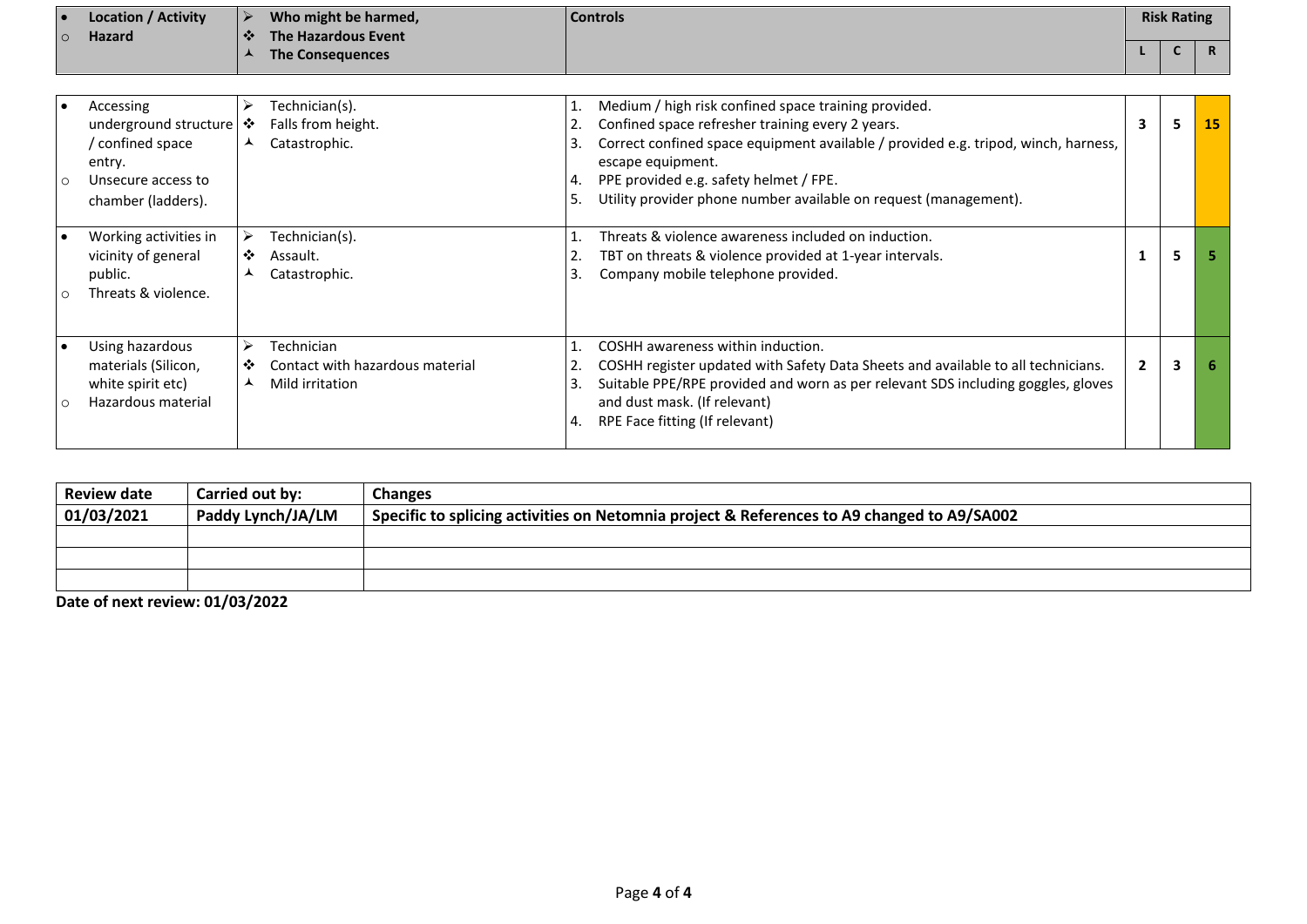| • Location / Activity<br>○ Hazard | ➢ Who might be harmed,<br>❖ The Hazardous Event<br>⅄ The Consequences | Controls | Risk Rating | | |
|---|---|---|---|---|---|
| | | | L | C | R |
| • Accessing underground structure / confined space entry.<br>○ Unsecure access to chamber (ladders). | ➢ Technician(s).<br>❖ Falls from height.<br>⅄ Catastrophic. | 1. Medium / high risk confined space training provided.<br>2. Confined space refresher training every 2 years.<br>3. Correct confined space equipment available / provided e.g. tripod, winch, harness, escape equipment.<br>4. PPE provided e.g. safety helmet / FPE.<br>5. Utility provider phone number available on request (management). | 3 | 5 | 15 |
| • Working activities in vicinity of general public.<br>○ Threats & violence. | ➢ Technician(s).<br>❖ Assault.<br>⅄ Catastrophic. | 1. Threats & violence awareness included on induction.<br>2. TBT on threats & violence provided at 1-year intervals.<br>3. Company mobile telephone provided. | 1 | 5 | 5 |
| • Using hazardous materials (Silicon, white spirit etc)<br>○ Hazardous material | ➢ Technician<br>❖ Contact with hazardous material<br>⅄ Mild irritation | 1. COSHH awareness within induction.<br>2. COSHH register updated with Safety Data Sheets and available to all technicians.<br>3. Suitable PPE/RPE provided and worn as per relevant SDS including goggles, gloves and dust mask. (If relevant)<br>4. RPE Face fitting (If relevant) | 2 | 3 | 6 |

| Review date | Carried out by: | Changes |
|---|---|---|
| 01/03/2021 | Paddy Lynch/JA/LM | Specific to splicing activities on Netomnia project & References to A9 changed to A9/SA002 |
| | | |
| | | |
| | | |

**Date of next review: 01/03/2022**